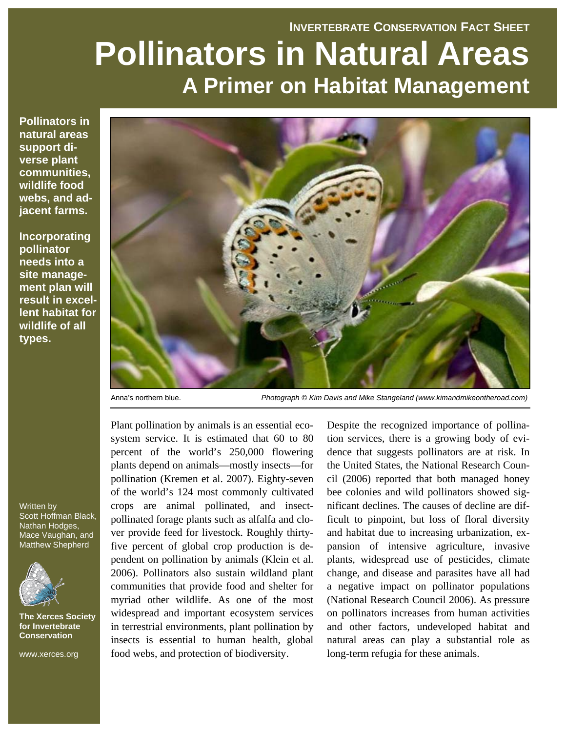INVERTEBRATE CONSERVATION FACT SHEET

# Pollinators in Natural Areas

## A Primer on Habitat Management

**Pollinators in natural areas support diverse plant communities, wildlife food webs, and adjacent farms.**

**Incorporating pollinator needs into a site management plan will result in excellent habitat for wildlife of all types.**

Anna's northern blue. *Photograph © Kim Davis and Mike Stangeland (www.kimandmikeontheroad.com)*

Written by
Scott Hoffman Black, Nathan Hodges, Mace Vaughan, and Matthew Shepherd

**The Xerces Society for Invertebrate Conservation**

www.xerces.org

Plant pollination by animals is an essential ecosystem service. It is estimated that 60 to 80 percent of the world's 250,000 flowering plants depend on animals—mostly insects—for pollination (Kremen et al. 2007). Eighty-seven of the world's 124 most commonly cultivated crops are animal pollinated, and insect-pollinated forage plants such as alfalfa and clover provide feed for livestock. Roughly thirty-five percent of global crop production is dependent on pollination by animals (Klein et al. 2006). Pollinators also sustain wildland plant communities that provide food and shelter for myriad other wildlife. As one of the most widespread and important ecosystem services in terrestrial environments, plant pollination by insects is essential to human health, global food webs, and protection of biodiversity.

Despite the recognized importance of pollination services, there is a growing body of evidence that suggests pollinators are at risk. In the United States, the National Research Council (2006) reported that both managed honey bee colonies and wild pollinators showed significant declines. The causes of decline are difficult to pinpoint, but loss of floral diversity and habitat due to increasing urbanization, expansion of intensive agriculture, invasive plants, widespread use of pesticides, climate change, and disease and parasites have all had a negative impact on pollinator populations (National Research Council 2006). As pressure on pollinators increases from human activities and other factors, undeveloped habitat and natural areas can play a substantial role as long-term refugia for these animals.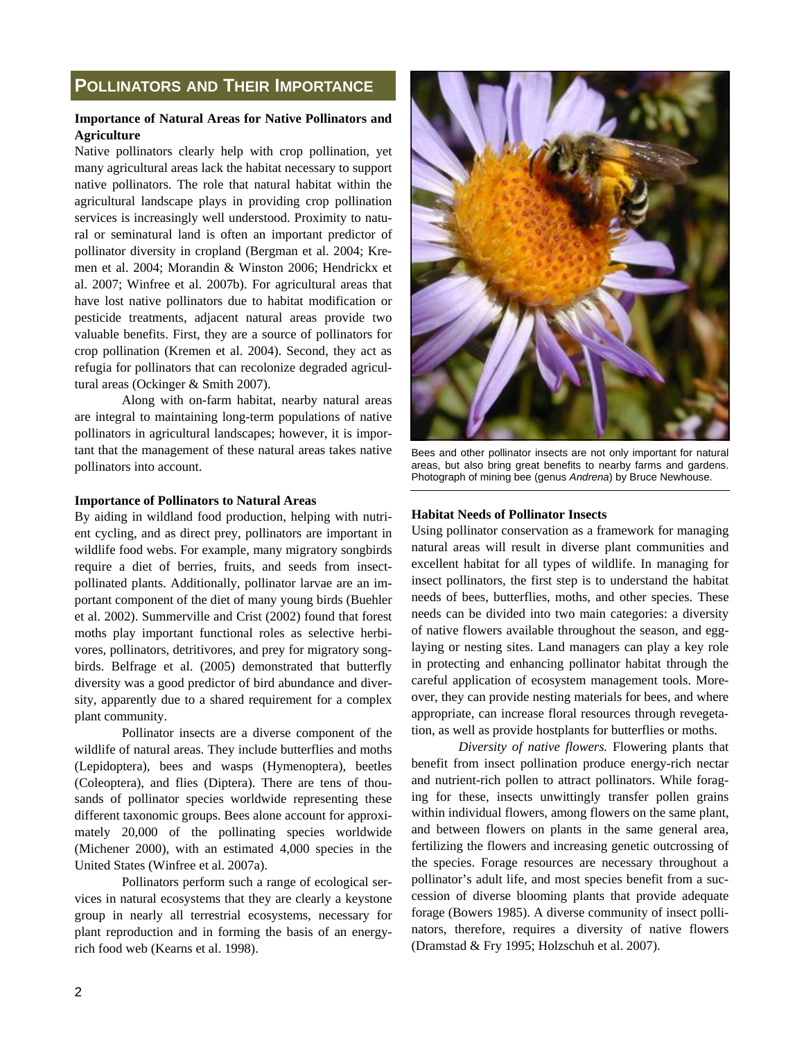## Pollinators and Their Importance

### Importance of Natural Areas for Native Pollinators and Agriculture

Native pollinators clearly help with crop pollination, yet many agricultural areas lack the habitat necessary to support native pollinators. The role that natural habitat within the agricultural landscape plays in providing crop pollination services is increasingly well understood. Proximity to natural or seminatural land is often an important predictor of pollinator diversity in cropland (Bergman et al. 2004; Kremen et al. 2004; Morandin & Winston 2006; Hendrickx et al. 2007; Winfree et al. 2007b). For agricultural areas that have lost native pollinators due to habitat modification or pesticide treatments, adjacent natural areas provide two valuable benefits. First, they are a source of pollinators for crop pollination (Kremen et al. 2004). Second, they act as refugia for pollinators that can recolonize degraded agricultural areas (Ockinger & Smith 2007).

Along with on-farm habitat, nearby natural areas are integral to maintaining long-term populations of native pollinators in agricultural landscapes; however, it is important that the management of these natural areas takes native pollinators into account.

### Importance of Pollinators to Natural Areas

By aiding in wildland food production, helping with nutrient cycling, and as direct prey, pollinators are important in wildlife food webs. For example, many migratory songbirds require a diet of berries, fruits, and seeds from insect-pollinated plants. Additionally, pollinator larvae are an important component of the diet of many young birds (Buehler et al. 2002). Summerville and Crist (2002) found that forest moths play important functional roles as selective herbivores, pollinators, detritivores, and prey for migratory songbirds. Belfrage et al. (2005) demonstrated that butterfly diversity was a good predictor of bird abundance and diversity, apparently due to a shared requirement for a complex plant community.

Pollinator insects are a diverse component of the wildlife of natural areas. They include butterflies and moths (Lepidoptera), bees and wasps (Hymenoptera), beetles (Coleoptera), and flies (Diptera). There are tens of thousands of pollinator species worldwide representing these different taxonomic groups. Bees alone account for approximately 20,000 of the pollinating species worldwide (Michener 2000), with an estimated 4,000 species in the United States (Winfree et al. 2007a).

Pollinators perform such a range of ecological services in natural ecosystems that they are clearly a keystone group in nearly all terrestrial ecosystems, necessary for plant reproduction and in forming the basis of an energy-rich food web (Kearns et al. 1998).

Bees and other pollinator insects are not only important for natural areas, but also bring great benefits to nearby farms and gardens. Photograph of mining bee (genus *Andrena*) by Bruce Newhouse.

### Habitat Needs of Pollinator Insects

Using pollinator conservation as a framework for managing natural areas will result in diverse plant communities and excellent habitat for all types of wildlife. In managing for insect pollinators, the first step is to understand the habitat needs of bees, butterflies, moths, and other species. These needs can be divided into two main categories: a diversity of native flowers available throughout the season, and egg-laying or nesting sites. Land managers can play a key role in protecting and enhancing pollinator habitat through the careful application of ecosystem management tools. Moreover, they can provide nesting materials for bees, and where appropriate, can increase floral resources through revegetation, as well as provide hostplants for butterflies or moths.

*Diversity of native flowers.* Flowering plants that benefit from insect pollination produce energy-rich nectar and nutrient-rich pollen to attract pollinators. While foraging for these, insects unwittingly transfer pollen grains within individual flowers, among flowers on the same plant, and between flowers on plants in the same general area, fertilizing the flowers and increasing genetic outcrossing of the species. Forage resources are necessary throughout a pollinator's adult life, and most species benefit from a succession of diverse blooming plants that provide adequate forage (Bowers 1985). A diverse community of insect pollinators, therefore, requires a diversity of native flowers (Dramstad & Fry 1995; Holzschuh et al. 2007).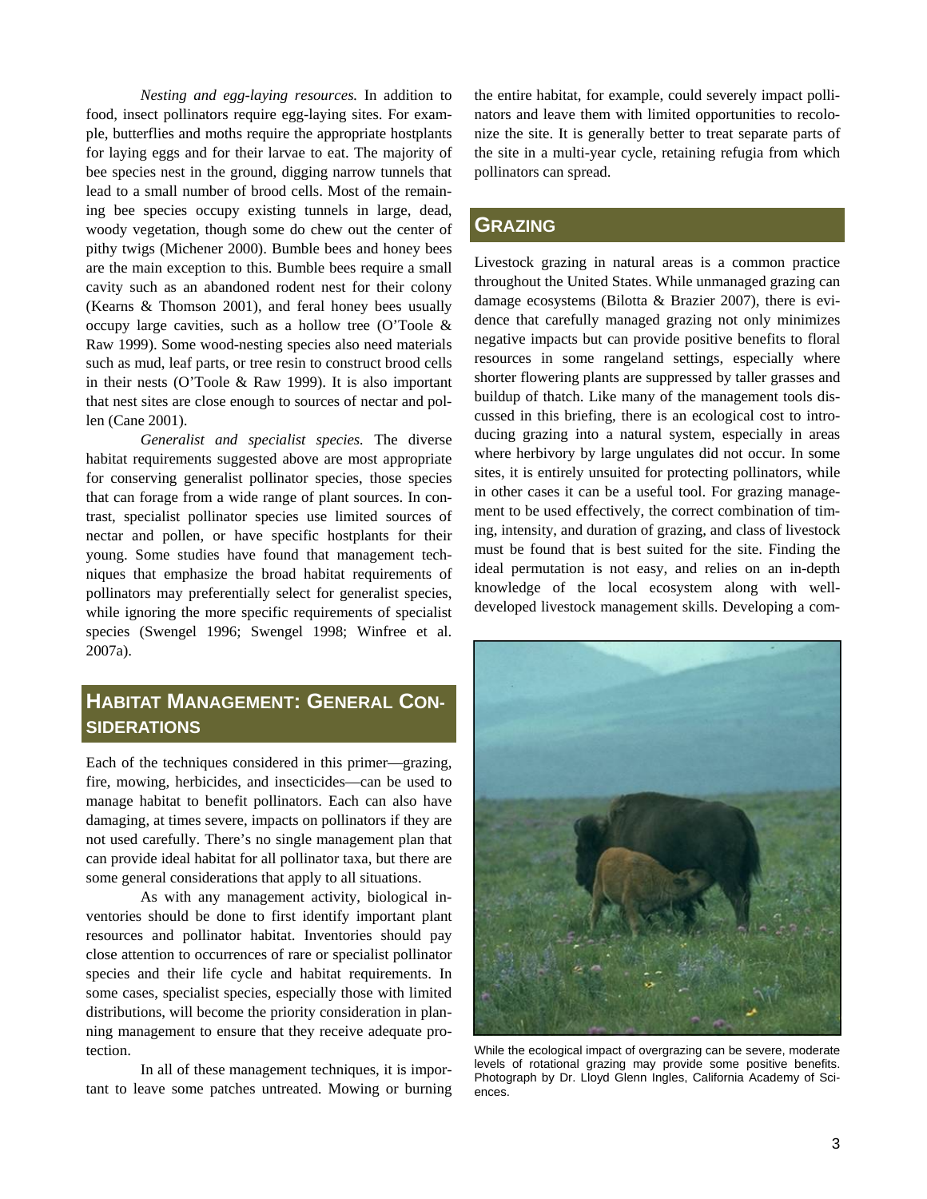*Nesting and egg-laying resources.* In addition to food, insect pollinators require egg-laying sites. For example, butterflies and moths require the appropriate hostplants for laying eggs and for their larvae to eat. The majority of bee species nest in the ground, digging narrow tunnels that lead to a small number of brood cells. Most of the remaining bee species occupy existing tunnels in large, dead, woody vegetation, though some do chew out the center of pithy twigs (Michener 2000). Bumble bees and honey bees are the main exception to this. Bumble bees require a small cavity such as an abandoned rodent nest for their colony (Kearns & Thomson 2001), and feral honey bees usually occupy large cavities, such as a hollow tree (O'Toole & Raw 1999). Some wood-nesting species also need materials such as mud, leaf parts, or tree resin to construct brood cells in their nests (O'Toole & Raw 1999). It is also important that nest sites are close enough to sources of nectar and pollen (Cane 2001).

*Generalist and specialist species.* The diverse habitat requirements suggested above are most appropriate for conserving generalist pollinator species, those species that can forage from a wide range of plant sources. In contrast, specialist pollinator species use limited sources of nectar and pollen, or have specific hostplants for their young. Some studies have found that management techniques that emphasize the broad habitat requirements of pollinators may preferentially select for generalist species, while ignoring the more specific requirements of specialist species (Swengel 1996; Swengel 1998; Winfree et al. 2007a).

## Habitat Management: General Considerations

Each of the techniques considered in this primer—grazing, fire, mowing, herbicides, and insecticides—can be used to manage habitat to benefit pollinators. Each can also have damaging, at times severe, impacts on pollinators if they are not used carefully. There's no single management plan that can provide ideal habitat for all pollinator taxa, but there are some general considerations that apply to all situations.

As with any management activity, biological inventories should be done to first identify important plant resources and pollinator habitat. Inventories should pay close attention to occurrences of rare or specialist pollinator species and their life cycle and habitat requirements. In some cases, specialist species, especially those with limited distributions, will become the priority consideration in planning management to ensure that they receive adequate protection.

In all of these management techniques, it is important to leave some patches untreated. Mowing or burning the entire habitat, for example, could severely impact pollinators and leave them with limited opportunities to recolonize the site. It is generally better to treat separate parts of the site in a multi-year cycle, retaining refugia from which pollinators can spread.

## Grazing

Livestock grazing in natural areas is a common practice throughout the United States. While unmanaged grazing can damage ecosystems (Bilotta & Brazier 2007), there is evidence that carefully managed grazing not only minimizes negative impacts but can provide positive benefits to floral resources in some rangeland settings, especially where shorter flowering plants are suppressed by taller grasses and buildup of thatch. Like many of the management tools discussed in this briefing, there is an ecological cost to introducing grazing into a natural system, especially in areas where herbivory by large ungulates did not occur. In some sites, it is entirely unsuited for protecting pollinators, while in other cases it can be a useful tool. For grazing management to be used effectively, the correct combination of timing, intensity, and duration of grazing, and class of livestock must be found that is best suited for the site. Finding the ideal permutation is not easy, and relies on an in-depth knowledge of the local ecosystem along with well-developed livestock management skills. Developing a com-

While the ecological impact of overgrazing can be severe, moderate levels of rotational grazing may provide some positive benefits. Photograph by Dr. Lloyd Glenn Ingles, California Academy of Sciences.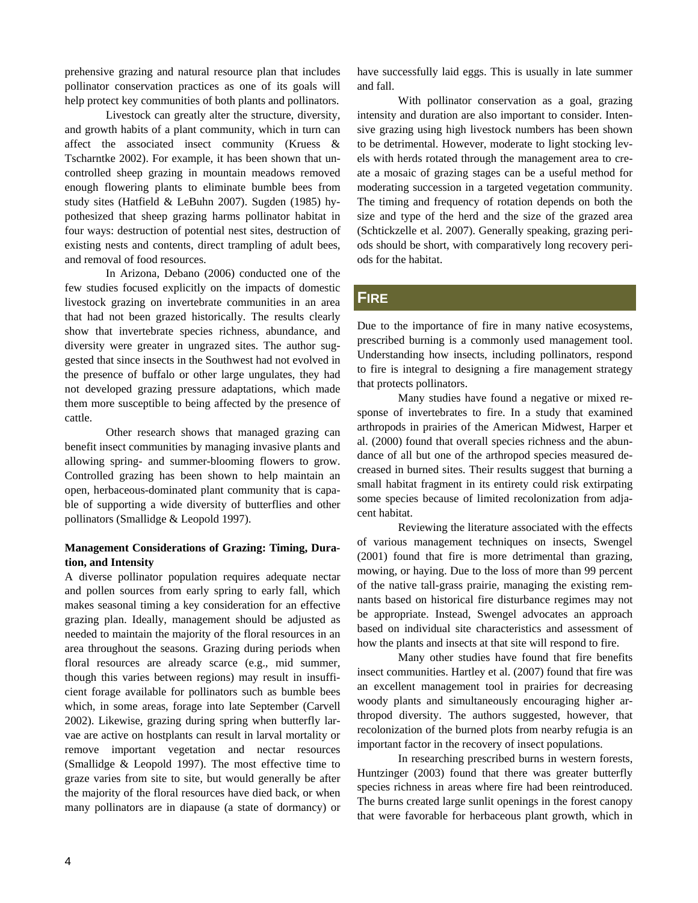prehensive grazing and natural resource plan that includes pollinator conservation practices as one of its goals will help protect key communities of both plants and pollinators.

Livestock can greatly alter the structure, diversity, and growth habits of a plant community, which in turn can affect the associated insect community (Kruess & Tscharntke 2002). For example, it has been shown that uncontrolled sheep grazing in mountain meadows removed enough flowering plants to eliminate bumble bees from study sites (Hatfield & LeBuhn 2007). Sugden (1985) hypothesized that sheep grazing harms pollinator habitat in four ways: destruction of potential nest sites, destruction of existing nests and contents, direct trampling of adult bees, and removal of food resources.

In Arizona, Debano (2006) conducted one of the few studies focused explicitly on the impacts of domestic livestock grazing on invertebrate communities in an area that had not been grazed historically. The results clearly show that invertebrate species richness, abundance, and diversity were greater in ungrazed sites. The author suggested that since insects in the Southwest had not evolved in the presence of buffalo or other large ungulates, they had not developed grazing pressure adaptations, which made them more susceptible to being affected by the presence of cattle.

Other research shows that managed grazing can benefit insect communities by managing invasive plants and allowing spring- and summer-blooming flowers to grow. Controlled grazing has been shown to help maintain an open, herbaceous-dominated plant community that is capable of supporting a wide diversity of butterflies and other pollinators (Smallidge & Leopold 1997).

**Management Considerations of Grazing: Timing, Duration, and Intensity**

A diverse pollinator population requires adequate nectar and pollen sources from early spring to early fall, which makes seasonal timing a key consideration for an effective grazing plan. Ideally, management should be adjusted as needed to maintain the majority of the floral resources in an area throughout the seasons. Grazing during periods when floral resources are already scarce (e.g., mid summer, though this varies between regions) may result in insufficient forage available for pollinators such as bumble bees which, in some areas, forage into late September (Carvell 2002). Likewise, grazing during spring when butterfly larvae are active on hostplants can result in larval mortality or remove important vegetation and nectar resources (Smallidge & Leopold 1997). The most effective time to graze varies from site to site, but would generally be after the majority of the floral resources have died back, or when many pollinators are in diapause (a state of dormancy) or have successfully laid eggs. This is usually in late summer and fall.

With pollinator conservation as a goal, grazing intensity and duration are also important to consider. Intensive grazing using high livestock numbers has been shown to be detrimental. However, moderate to light stocking levels with herds rotated through the management area to create a mosaic of grazing stages can be a useful method for moderating succession in a targeted vegetation community. The timing and frequency of rotation depends on both the size and type of the herd and the size of the grazed area (Schtickzelle et al. 2007). Generally speaking, grazing periods should be short, with comparatively long recovery periods for the habitat.

## FIRE

Due to the importance of fire in many native ecosystems, prescribed burning is a commonly used management tool. Understanding how insects, including pollinators, respond to fire is integral to designing a fire management strategy that protects pollinators.

Many studies have found a negative or mixed response of invertebrates to fire. In a study that examined arthropods in prairies of the American Midwest, Harper et al. (2000) found that overall species richness and the abundance of all but one of the arthropod species measured decreased in burned sites. Their results suggest that burning a small habitat fragment in its entirety could risk extirpating some species because of limited recolonization from adjacent habitat.

Reviewing the literature associated with the effects of various management techniques on insects, Swengel (2001) found that fire is more detrimental than grazing, mowing, or haying. Due to the loss of more than 99 percent of the native tall-grass prairie, managing the existing remnants based on historical fire disturbance regimes may not be appropriate. Instead, Swengel advocates an approach based on individual site characteristics and assessment of how the plants and insects at that site will respond to fire.

Many other studies have found that fire benefits insect communities. Hartley et al. (2007) found that fire was an excellent management tool in prairies for decreasing woody plants and simultaneously encouraging higher arthropod diversity. The authors suggested, however, that recolonization of the burned plots from nearby refugia is an important factor in the recovery of insect populations.

In researching prescribed burns in western forests, Huntzinger (2003) found that there was greater butterfly species richness in areas where fire had been reintroduced. The burns created large sunlit openings in the forest canopy that were favorable for herbaceous plant growth, which in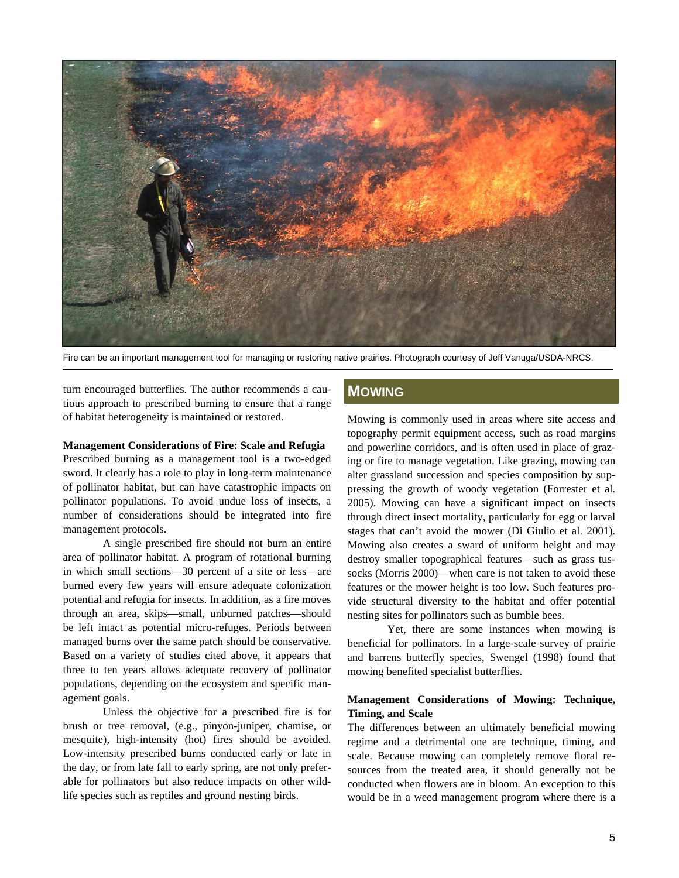Fire can be an important management tool for managing or restoring native prairies. Photograph courtesy of Jeff Vanuga/USDA-NRCS.

turn encouraged butterflies. The author recommends a cautious approach to prescribed burning to ensure that a range of habitat heterogeneity is maintained or restored.

**Management Considerations of Fire: Scale and Refugia**

Prescribed burning as a management tool is a two-edged sword. It clearly has a role to play in long-term maintenance of pollinator habitat, but can have catastrophic impacts on pollinator populations. To avoid undue loss of insects, a number of considerations should be integrated into fire management protocols.

A single prescribed fire should not burn an entire area of pollinator habitat. A program of rotational burning in which small sections—30 percent of a site or less—are burned every few years will ensure adequate colonization potential and refugia for insects. In addition, as a fire moves through an area, skips—small, unburned patches—should be left intact as potential micro-refuges. Periods between managed burns over the same patch should be conservative. Based on a variety of studies cited above, it appears that three to ten years allows adequate recovery of pollinator populations, depending on the ecosystem and specific management goals.

Unless the objective for a prescribed fire is for brush or tree removal, (e.g., pinyon-juniper, chamise, or mesquite), high-intensity (hot) fires should be avoided. Low-intensity prescribed burns conducted early or late in the day, or from late fall to early spring, are not only preferable for pollinators but also reduce impacts on other wildlife species such as reptiles and ground nesting birds.

## MOWING

Mowing is commonly used in areas where site access and topography permit equipment access, such as road margins and powerline corridors, and is often used in place of grazing or fire to manage vegetation. Like grazing, mowing can alter grassland succession and species composition by suppressing the growth of woody vegetation (Forrester et al. 2005). Mowing can have a significant impact on insects through direct insect mortality, particularly for egg or larval stages that can't avoid the mower (Di Giulio et al. 2001). Mowing also creates a sward of uniform height and may destroy smaller topographical features—such as grass tussocks (Morris 2000)—when care is not taken to avoid these features or the mower height is too low. Such features provide structural diversity to the habitat and offer potential nesting sites for pollinators such as bumble bees.

Yet, there are some instances when mowing is beneficial for pollinators. In a large-scale survey of prairie and barrens butterfly species, Swengel (1998) found that mowing benefited specialist butterflies.

**Management Considerations of Mowing: Technique, Timing, and Scale**

The differences between an ultimately beneficial mowing regime and a detrimental one are technique, timing, and scale. Because mowing can completely remove floral resources from the treated area, it should generally not be conducted when flowers are in bloom. An exception to this would be in a weed management program where there is a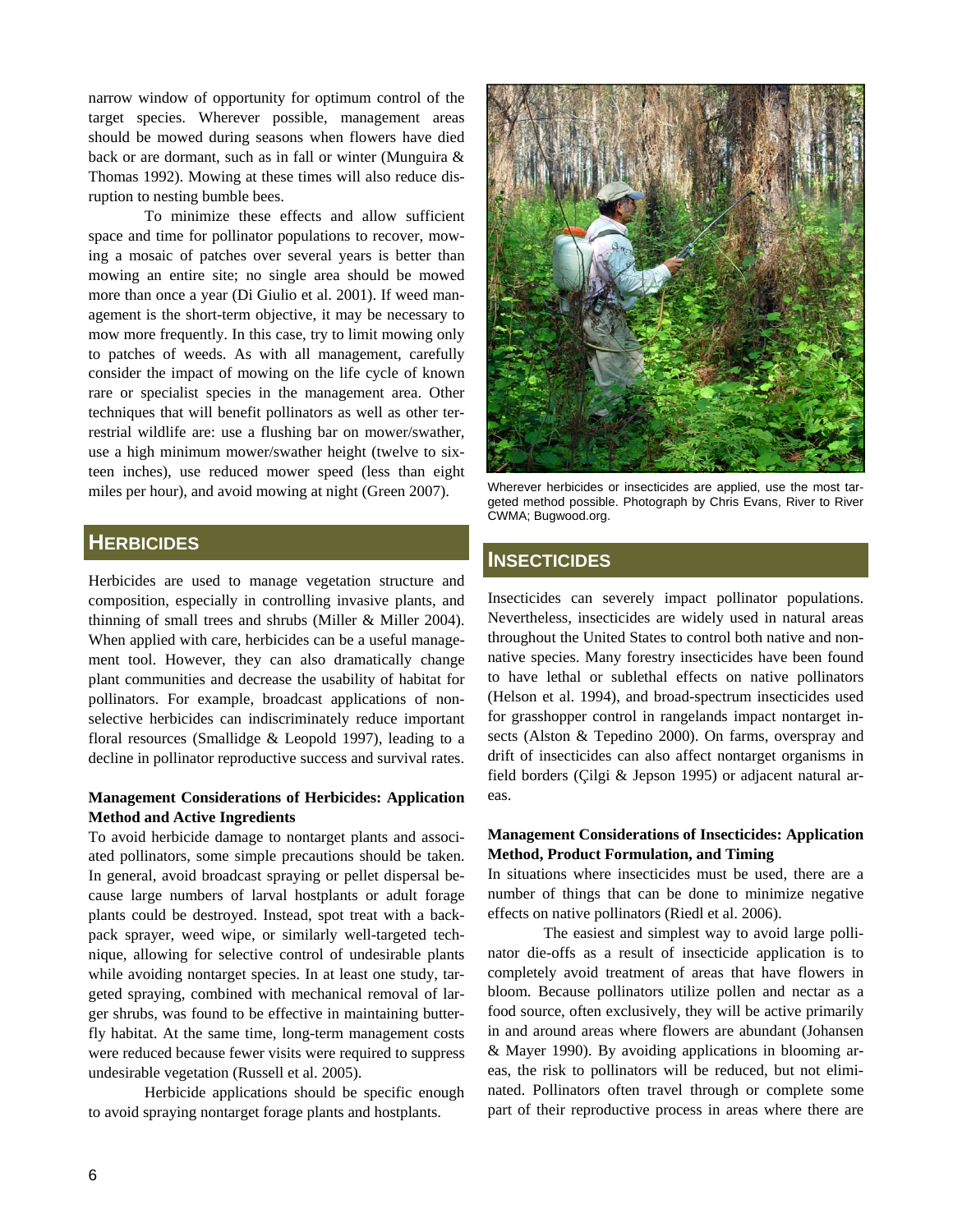narrow window of opportunity for optimum control of the target species. Wherever possible, management areas should be mowed during seasons when flowers have died back or are dormant, such as in fall or winter (Munguira & Thomas 1992). Mowing at these times will also reduce disruption to nesting bumble bees.

To minimize these effects and allow sufficient space and time for pollinator populations to recover, mowing a mosaic of patches over several years is better than mowing an entire site; no single area should be mowed more than once a year (Di Giulio et al. 2001). If weed management is the short-term objective, it may be necessary to mow more frequently. In this case, try to limit mowing only to patches of weeds. As with all management, carefully consider the impact of mowing on the life cycle of known rare or specialist species in the management area. Other techniques that will benefit pollinators as well as other terrestrial wildlife are: use a flushing bar on mower/swather, use a high minimum mower/swather height (twelve to sixteen inches), use reduced mower speed (less than eight miles per hour), and avoid mowing at night (Green 2007).

## Herbicides

Herbicides are used to manage vegetation structure and composition, especially in controlling invasive plants, and thinning of small trees and shrubs (Miller & Miller 2004). When applied with care, herbicides can be a useful management tool. However, they can also dramatically change plant communities and decrease the usability of habitat for pollinators. For example, broadcast applications of nonselective herbicides can indiscriminately reduce important floral resources (Smallidge & Leopold 1997), leading to a decline in pollinator reproductive success and survival rates.

### Management Considerations of Herbicides: Application Method and Active Ingredients

To avoid herbicide damage to nontarget plants and associated pollinators, some simple precautions should be taken. In general, avoid broadcast spraying or pellet dispersal because large numbers of larval hostplants or adult forage plants could be destroyed. Instead, spot treat with a backpack sprayer, weed wipe, or similarly well-targeted technique, allowing for selective control of undesirable plants while avoiding nontarget species. In at least one study, targeted spraying, combined with mechanical removal of larger shrubs, was found to be effective in maintaining butterfly habitat. At the same time, long-term management costs were reduced because fewer visits were required to suppress undesirable vegetation (Russell et al. 2005).

Herbicide applications should be specific enough to avoid spraying nontarget forage plants and hostplants.

Wherever herbicides or insecticides are applied, use the most targeted method possible. Photograph by Chris Evans, River to River CWMA; Bugwood.org.

## Insecticides

Insecticides can severely impact pollinator populations. Nevertheless, insecticides are widely used in natural areas throughout the United States to control both native and nonnative species. Many forestry insecticides have been found to have lethal or sublethal effects on native pollinators (Helson et al. 1994), and broad-spectrum insecticides used for grasshopper control in rangelands impact nontarget insects (Alston & Tepedino 2000). On farms, overspray and drift of insecticides can also affect nontarget organisms in field borders (Çilgi & Jepson 1995) or adjacent natural areas.

### Management Considerations of Insecticides: Application Method, Product Formulation, and Timing

In situations where insecticides must be used, there are a number of things that can be done to minimize negative effects on native pollinators (Riedl et al. 2006).

The easiest and simplest way to avoid large pollinator die-offs as a result of insecticide application is to completely avoid treatment of areas that have flowers in bloom. Because pollinators utilize pollen and nectar as a food source, often exclusively, they will be active primarily in and around areas where flowers are abundant (Johansen & Mayer 1990). By avoiding applications in blooming areas, the risk to pollinators will be reduced, but not eliminated. Pollinators often travel through or complete some part of their reproductive process in areas where there are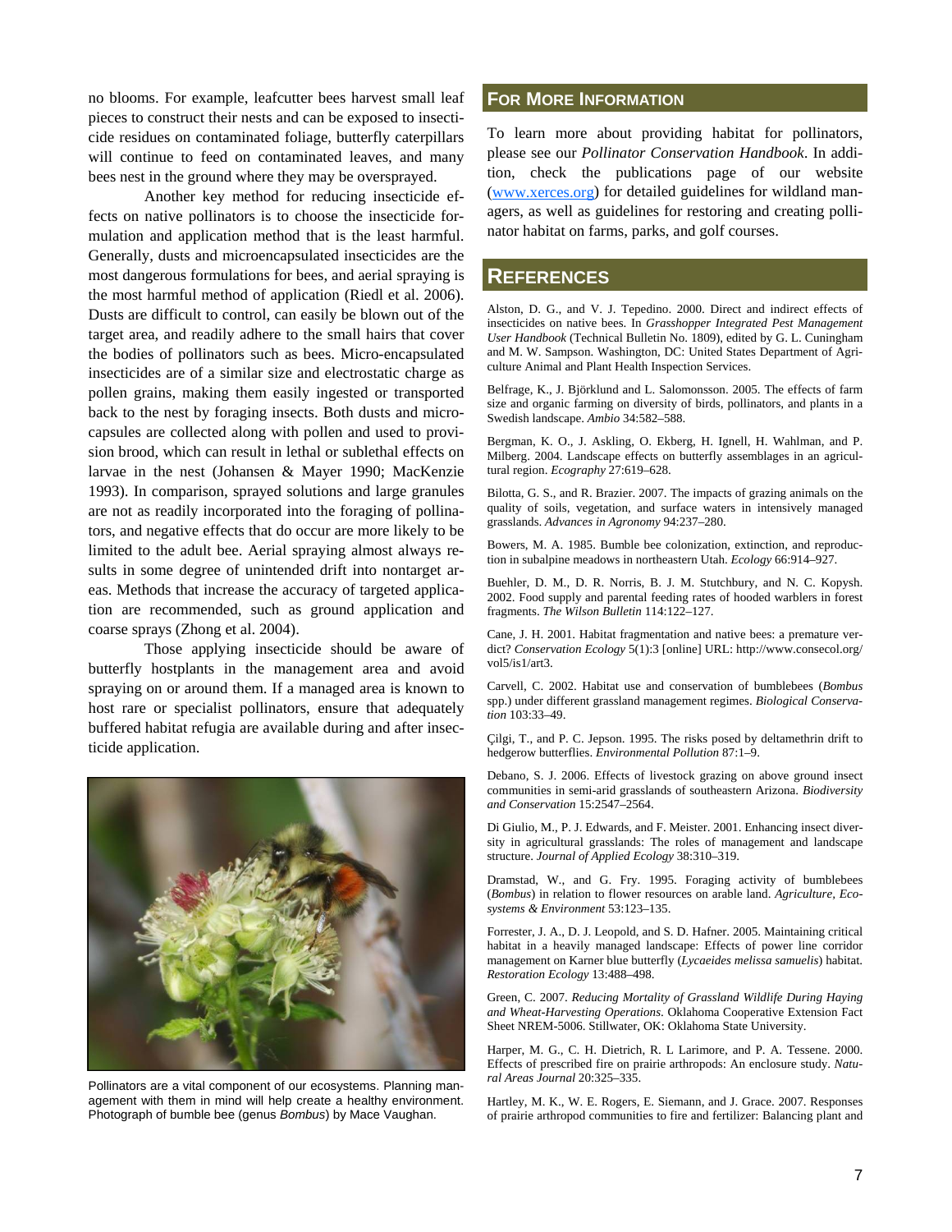no blooms. For example, leafcutter bees harvest small leaf pieces to construct their nests and can be exposed to insecticide residues on contaminated foliage, butterfly caterpillars will continue to feed on contaminated leaves, and many bees nest in the ground where they may be oversprayed.

Another key method for reducing insecticide effects on native pollinators is to choose the insecticide formulation and application method that is the least harmful. Generally, dusts and microencapsulated insecticides are the most dangerous formulations for bees, and aerial spraying is the most harmful method of application (Riedl et al. 2006). Dusts are difficult to control, can easily be blown out of the target area, and readily adhere to the small hairs that cover the bodies of pollinators such as bees. Micro-encapsulated insecticides are of a similar size and electrostatic charge as pollen grains, making them easily ingested or transported back to the nest by foraging insects. Both dusts and microcapsules are collected along with pollen and used to provision brood, which can result in lethal or sublethal effects on larvae in the nest (Johansen & Mayer 1990; MacKenzie 1993). In comparison, sprayed solutions and large granules are not as readily incorporated into the foraging of pollinators, and negative effects that do occur are more likely to be limited to the adult bee. Aerial spraying almost always results in some degree of unintended drift into nontarget areas. Methods that increase the accuracy of targeted application are recommended, such as ground application and coarse sprays (Zhong et al. 2004).

Those applying insecticide should be aware of butterfly hostplants in the management area and avoid spraying on or around them. If a managed area is known to host rare or specialist pollinators, ensure that adequately buffered habitat refugia are available during and after insecticide application.

Pollinators are a vital component of our ecosystems. Planning management with them in mind will help create a healthy environment. Photograph of bumble bee (genus *Bombus*) by Mace Vaughan.

## For More Information

To learn more about providing habitat for pollinators, please see our *Pollinator Conservation Handbook*. In addition, check the publications page of our website (www.xerces.org) for detailed guidelines for wildland managers, as well as guidelines for restoring and creating pollinator habitat on farms, parks, and golf courses.

## References

Alston, D. G., and V. J. Tepedino. 2000. Direct and indirect effects of insecticides on native bees. In *Grasshopper Integrated Pest Management User Handbook* (Technical Bulletin No. 1809), edited by G. L. Cuningham and M. W. Sampson. Washington, DC: United States Department of Agriculture Animal and Plant Health Inspection Services.

Belfrage, K., J. Björklund and L. Salomonsson. 2005. The effects of farm size and organic farming on diversity of birds, pollinators, and plants in a Swedish landscape. *Ambio* 34:582–588.

Bergman, K. O., J. Askling, O. Ekberg, H. Ignell, H. Wahlman, and P. Milberg. 2004. Landscape effects on butterfly assemblages in an agricultural region. *Ecography* 27:619–628.

Bilotta, G. S., and R. Brazier. 2007. The impacts of grazing animals on the quality of soils, vegetation, and surface waters in intensively managed grasslands. *Advances in Agronomy* 94:237–280.

Bowers, M. A. 1985. Bumble bee colonization, extinction, and reproduction in subalpine meadows in northeastern Utah. *Ecology* 66:914–927.

Buehler, D. M., D. R. Norris, B. J. M. Stutchbury, and N. C. Kopysh. 2002. Food supply and parental feeding rates of hooded warblers in forest fragments. *The Wilson Bulletin* 114:122–127.

Cane, J. H. 2001. Habitat fragmentation and native bees: a premature verdict? *Conservation Ecology* 5(1):3 [online] URL: http://www.consecol.org/vol5/is1/art3.

Carvell, C. 2002. Habitat use and conservation of bumblebees (*Bombus* spp.) under different grassland management regimes. *Biological Conservation* 103:33–49.

Çilgi, T., and P. C. Jepson. 1995. The risks posed by deltamethrin drift to hedgerow butterflies. *Environmental Pollution* 87:1–9.

Debano, S. J. 2006. Effects of livestock grazing on above ground insect communities in semi-arid grasslands of southeastern Arizona. *Biodiversity and Conservation* 15:2547–2564.

Di Giulio, M., P. J. Edwards, and F. Meister. 2001. Enhancing insect diversity in agricultural grasslands: The roles of management and landscape structure. *Journal of Applied Ecology* 38:310–319.

Dramstad, W., and G. Fry. 1995. Foraging activity of bumblebees (*Bombus*) in relation to flower resources on arable land. *Agriculture, Ecosystems & Environment* 53:123–135.

Forrester, J. A., D. J. Leopold, and S. D. Hafner. 2005. Maintaining critical habitat in a heavily managed landscape: Effects of power line corridor management on Karner blue butterfly (*Lycaeides melissa samuelis*) habitat. *Restoration Ecology* 13:488–498.

Green, C. 2007. *Reducing Mortality of Grassland Wildlife During Haying and Wheat-Harvesting Operations*. Oklahoma Cooperative Extension Fact Sheet NREM-5006. Stillwater, OK: Oklahoma State University.

Harper, M. G., C. H. Dietrich, R. L Larimore, and P. A. Tessene. 2000. Effects of prescribed fire on prairie arthropods: An enclosure study. *Natural Areas Journal* 20:325–335.

Hartley, M. K., W. E. Rogers, E. Siemann, and J. Grace. 2007. Responses of prairie arthropod communities to fire and fertilizer: Balancing plant and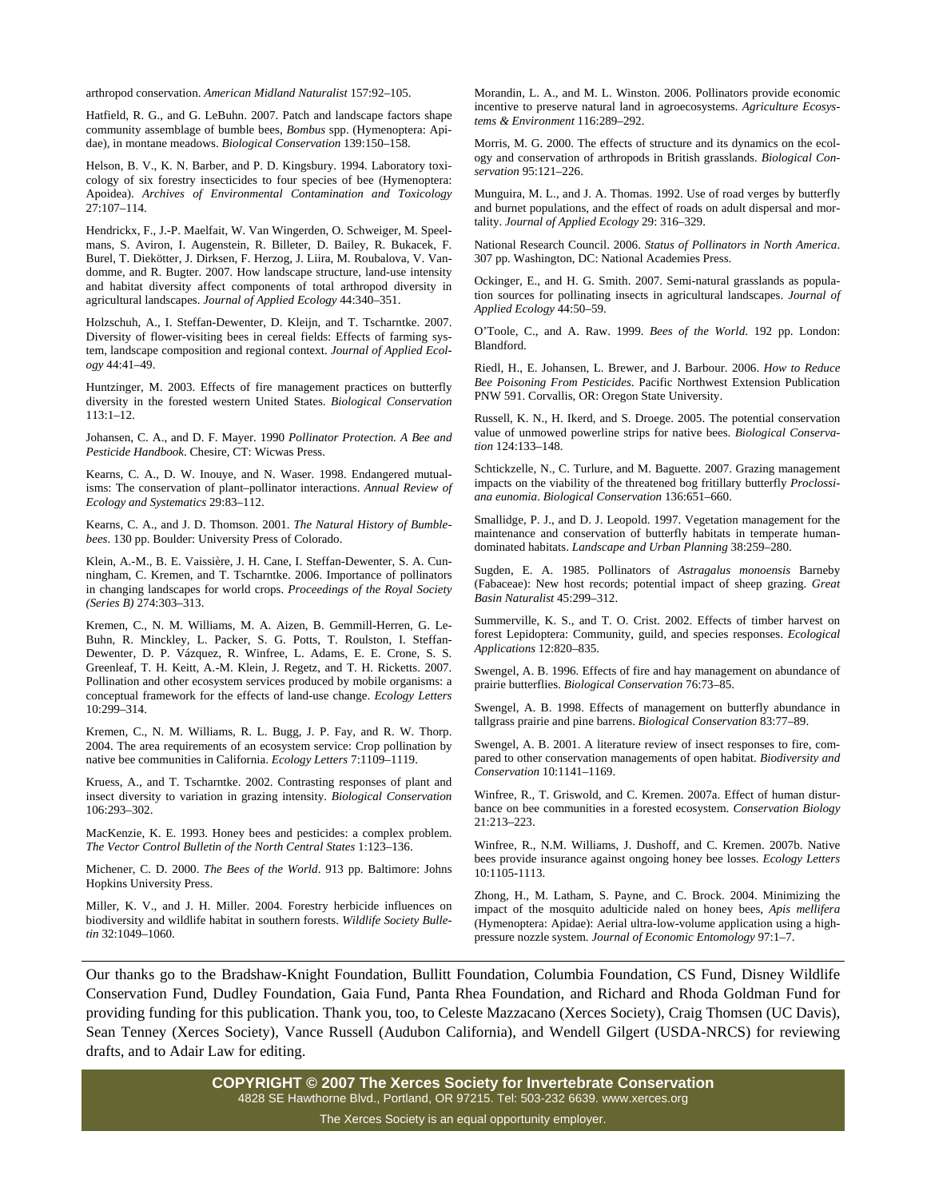arthropod conservation. *American Midland Naturalist* 157:92–105.

Hatfield, R. G., and G. LeBuhn. 2007. Patch and landscape factors shape community assemblage of bumble bees, *Bombus* spp. (Hymenoptera: Apidae), in montane meadows. *Biological Conservation* 139:150–158.

Helson, B. V., K. N. Barber, and P. D. Kingsbury. 1994. Laboratory toxicology of six forestry insecticides to four species of bee (Hymenoptera: Apoidea). *Archives of Environmental Contamination and Toxicology* 27:107–114.

Hendrickx, F., J.-P. Maelfait, W. Van Wingerden, O. Schweiger, M. Speelmans, S. Aviron, I. Augenstein, R. Billeter, D. Bailey, R. Bukacek, F. Burel, T. Diekötter, J. Dirksen, F. Herzog, J. Liira, M. Roubalova, V. Vandomme, and R. Bugter. 2007. How landscape structure, land-use intensity and habitat diversity affect components of total arthropod diversity in agricultural landscapes. *Journal of Applied Ecology* 44:340–351.

Holzschuh, A., I. Steffan-Dewenter, D. Kleijn, and T. Tscharntke. 2007. Diversity of flower-visiting bees in cereal fields: Effects of farming system, landscape composition and regional context. *Journal of Applied Ecology* 44:41–49.

Huntzinger, M. 2003. Effects of fire management practices on butterfly diversity in the forested western United States. *Biological Conservation* 113:1–12.

Johansen, C. A., and D. F. Mayer. 1990 *Pollinator Protection. A Bee and Pesticide Handbook*. Chesire, CT: Wicwas Press.

Kearns, C. A., D. W. Inouye, and N. Waser. 1998. Endangered mutualisms: The conservation of plant–pollinator interactions. *Annual Review of Ecology and Systematics* 29:83–112.

Kearns, C. A., and J. D. Thomson. 2001. *The Natural History of Bumblebees*. 130 pp. Boulder: University Press of Colorado.

Klein, A.-M., B. E. Vaissière, J. H. Cane, I. Steffan-Dewenter, S. A. Cunningham, C. Kremen, and T. Tscharntke. 2006. Importance of pollinators in changing landscapes for world crops. *Proceedings of the Royal Society (Series B)* 274:303–313.

Kremen, C., N. M. Williams, M. A. Aizen, B. Gemmill-Herren, G. LeBuhn, R. Minckley, L. Packer, S. G. Potts, T. Roulston, I. Steffan-Dewenter, D. P. Vázquez, R. Winfree, L. Adams, E. E. Crone, S. S. Greenleaf, T. H. Keitt, A.-M. Klein, J. Regetz, and T. H. Ricketts. 2007. Pollination and other ecosystem services produced by mobile organisms: a conceptual framework for the effects of land-use change. *Ecology Letters* 10:299–314.

Kremen, C., N. M. Williams, R. L. Bugg, J. P. Fay, and R. W. Thorp. 2004. The area requirements of an ecosystem service: Crop pollination by native bee communities in California. *Ecology Letters* 7:1109–1119.

Kruess, A., and T. Tscharntke. 2002. Contrasting responses of plant and insect diversity to variation in grazing intensity. *Biological Conservation* 106:293–302.

MacKenzie, K. E. 1993. Honey bees and pesticides: a complex problem. *The Vector Control Bulletin of the North Central States* 1:123–136.

Michener, C. D. 2000. *The Bees of the World*. 913 pp. Baltimore: Johns Hopkins University Press.

Miller, K. V., and J. H. Miller. 2004. Forestry herbicide influences on biodiversity and wildlife habitat in southern forests. *Wildlife Society Bulletin* 32:1049–1060.

Morandin, L. A., and M. L. Winston. 2006. Pollinators provide economic incentive to preserve natural land in agroecosystems. *Agriculture Ecosystems & Environment* 116:289–292.

Morris, M. G. 2000. The effects of structure and its dynamics on the ecology and conservation of arthropods in British grasslands. *Biological Conservation* 95:121–226.

Munguira, M. L., and J. A. Thomas. 1992. Use of road verges by butterfly and burnet populations, and the effect of roads on adult dispersal and mortality. *Journal of Applied Ecology* 29: 316–329.

National Research Council. 2006. *Status of Pollinators in North America*. 307 pp. Washington, DC: National Academies Press.

Ockinger, E., and H. G. Smith. 2007. Semi-natural grasslands as population sources for pollinating insects in agricultural landscapes. *Journal of Applied Ecology* 44:50–59.

O'Toole, C., and A. Raw. 1999. *Bees of the World*. 192 pp. London: Blandford.

Riedl, H., E. Johansen, L. Brewer, and J. Barbour. 2006. *How to Reduce Bee Poisoning From Pesticides*. Pacific Northwest Extension Publication PNW 591. Corvallis, OR: Oregon State University.

Russell, K. N., H. Ikerd, and S. Droege. 2005. The potential conservation value of unmowed powerline strips for native bees. *Biological Conservation* 124:133–148.

Schtickzelle, N., C. Turlure, and M. Baguette. 2007. Grazing management impacts on the viability of the threatened bog fritillary butterfly *Proclossiana eunomia*. *Biological Conservation* 136:651–660.

Smallidge, P. J., and D. J. Leopold. 1997. Vegetation management for the maintenance and conservation of butterfly habitats in temperate human-dominated habitats. *Landscape and Urban Planning* 38:259–280.

Sugden, E. A. 1985. Pollinators of *Astragalus monoensis* Barneby (Fabaceae): New host records; potential impact of sheep grazing. *Great Basin Naturalist* 45:299–312.

Summerville, K. S., and T. O. Crist. 2002. Effects of timber harvest on forest Lepidoptera: Community, guild, and species responses. *Ecological Applications* 12:820–835.

Swengel, A. B. 1996. Effects of fire and hay management on abundance of prairie butterflies. *Biological Conservation* 76:73–85.

Swengel, A. B. 1998. Effects of management on butterfly abundance in tallgrass prairie and pine barrens. *Biological Conservation* 83:77–89.

Swengel, A. B. 2001. A literature review of insect responses to fire, compared to other conservation managements of open habitat. *Biodiversity and Conservation* 10:1141–1169.

Winfree, R., T. Griswold, and C. Kremen. 2007a. Effect of human disturbance on bee communities in a forested ecosystem. *Conservation Biology* 21:213–223.

Winfree, R., N.M. Williams, J. Dushoff, and C. Kremen. 2007b. Native bees provide insurance against ongoing honey bee losses. *Ecology Letters* 10:1105-1113.

Zhong, H., M. Latham, S. Payne, and C. Brock. 2004. Minimizing the impact of the mosquito adulticide naled on honey bees, *Apis mellifera* (Hymenoptera: Apidae): Aerial ultra-low-volume application using a high-pressure nozzle system. *Journal of Economic Entomology* 97:1–7.

---

Our thanks go to the Bradshaw-Knight Foundation, Bullitt Foundation, Columbia Foundation, CS Fund, Disney Wildlife Conservation Fund, Dudley Foundation, Gaia Fund, Panta Rhea Foundation, and Richard and Rhoda Goldman Fund for providing funding for this publication. Thank you, too, to Celeste Mazzacano (Xerces Society), Craig Thomsen (UC Davis), Sean Tenney (Xerces Society), Vance Russell (Audubon California), and Wendell Gilgert (USDA-NRCS) for reviewing drafts, and to Adair Law for editing.

**COPYRIGHT © 2007 The Xerces Society for Invertebrate Conservation**
4828 SE Hawthorne Blvd., Portland, OR 97215. Tel: 503-232 6639. www.xerces.org

The Xerces Society is an equal opportunity employer.